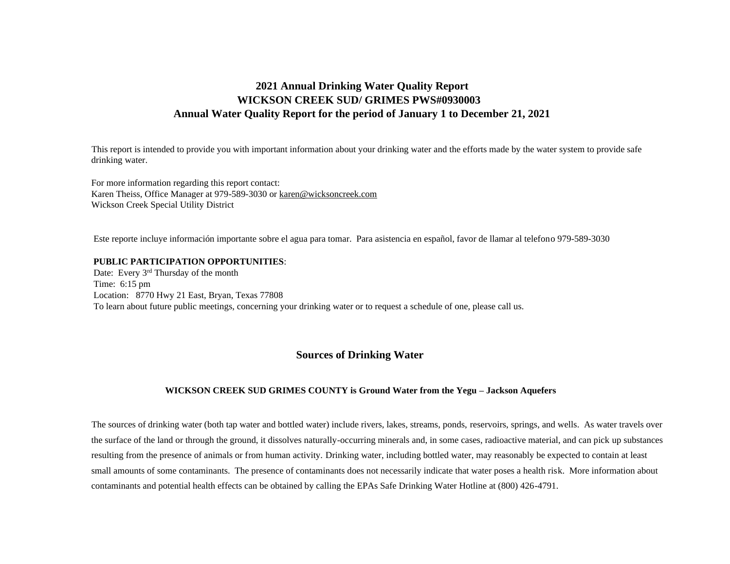# 2021 Annual Drinking Water Quality Report
# WICKSON CREEK SUD/ GRIMES PWS#0930003
# Annual Water Quality Report for the period of January 1 to December 21, 2021

This report is intended to provide you with important information about your drinking water and the efforts made by the water system to provide safe drinking water.

For more information regarding this report contact:
Karen Theiss, Office Manager at 979-589-3030 or karen@wicksoncreek.com
Wickson Creek Special Utility District

Este reporte incluye información importante sobre el agua para tomar. Para asistencia en español, favor de llamar al telefono 979-589-3030

**PUBLIC PARTICIPATION OPPORTUNITIES**:
Date: Every 3rd Thursday of the month
Time: 6:15 pm
Location: 8770 Hwy 21 East, Bryan, Texas 77808
To learn about future public meetings, concerning your drinking water or to request a schedule of one, please call us.

## Sources of Drinking Water

**WICKSON CREEK SUD GRIMES COUNTY is Ground Water from the Yegu – Jackson Aquefers**

The sources of drinking water (both tap water and bottled water) include rivers, lakes, streams, ponds, reservoirs, springs, and wells. As water travels over the surface of the land or through the ground, it dissolves naturally-occurring minerals and, in some cases, radioactive material, and can pick up substances resulting from the presence of animals or from human activity. Drinking water, including bottled water, may reasonably be expected to contain at least small amounts of some contaminants. The presence of contaminants does not necessarily indicate that water poses a health risk. More information about contaminants and potential health effects can be obtained by calling the EPAs Safe Drinking Water Hotline at (800) 426-4791.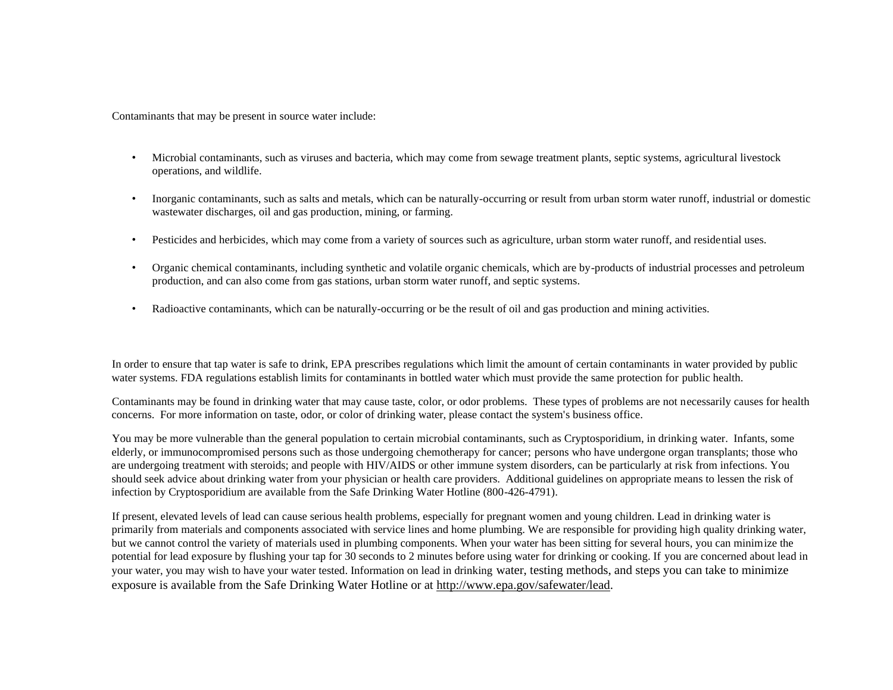Contaminants that may be present in source water include:

- Microbial contaminants, such as viruses and bacteria, which may come from sewage treatment plants, septic systems, agricultural livestock operations, and wildlife.
- Inorganic contaminants, such as salts and metals, which can be naturally-occurring or result from urban storm water runoff, industrial or domestic wastewater discharges, oil and gas production, mining, or farming.
- Pesticides and herbicides, which may come from a variety of sources such as agriculture, urban storm water runoff, and residential uses.
- Organic chemical contaminants, including synthetic and volatile organic chemicals, which are by-products of industrial processes and petroleum production, and can also come from gas stations, urban storm water runoff, and septic systems.
- Radioactive contaminants, which can be naturally-occurring or be the result of oil and gas production and mining activities.

In order to ensure that tap water is safe to drink, EPA prescribes regulations which limit the amount of certain contaminants in water provided by public water systems. FDA regulations establish limits for contaminants in bottled water which must provide the same protection for public health.

Contaminants may be found in drinking water that may cause taste, color, or odor problems. These types of problems are not necessarily causes for health concerns. For more information on taste, odor, or color of drinking water, please contact the system's business office.

You may be more vulnerable than the general population to certain microbial contaminants, such as Cryptosporidium, in drinking water. Infants, some elderly, or immunocompromised persons such as those undergoing chemotherapy for cancer; persons who have undergone organ transplants; those who are undergoing treatment with steroids; and people with HIV/AIDS or other immune system disorders, can be particularly at risk from infections. You should seek advice about drinking water from your physician or health care providers. Additional guidelines on appropriate means to lessen the risk of infection by Cryptosporidium are available from the Safe Drinking Water Hotline (800-426-4791).

If present, elevated levels of lead can cause serious health problems, especially for pregnant women and young children. Lead in drinking water is primarily from materials and components associated with service lines and home plumbing. We are responsible for providing high quality drinking water, but we cannot control the variety of materials used in plumbing components. When your water has been sitting for several hours, you can minimize the potential for lead exposure by flushing your tap for 30 seconds to 2 minutes before using water for drinking or cooking. If you are concerned about lead in your water, you may wish to have your water tested. Information on lead in drinking water, testing methods, and steps you can take to minimize exposure is available from the Safe Drinking Water Hotline or at http://www.epa.gov/safewater/lead.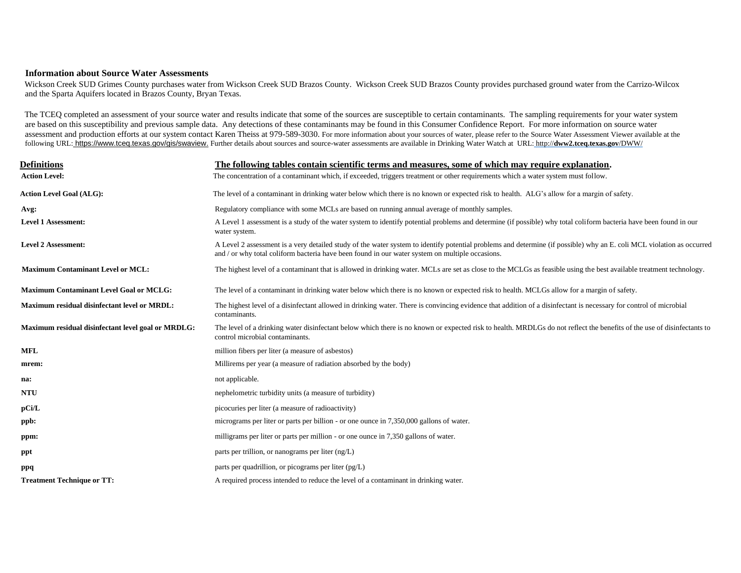### Information about Source Water Assessments

Wickson Creek SUD Grimes County purchases water from Wickson Creek SUD Brazos County. Wickson Creek SUD Brazos County provides purchased ground water from the Carrizo-Wilcox and the Sparta Aquifers located in Brazos County, Bryan Texas.

The TCEQ completed an assessment of your source water and results indicate that some of the sources are susceptible to certain contaminants. The sampling requirements for your water system are based on this susceptibility and previous sample data. Any detections of these contaminants may be found in this Consumer Confidence Report. For more information on source water assessment and production efforts at our system contact Karen Theiss at 979-589-3030. For more information about your sources of water, please refer to the Source Water Assessment Viewer available at the following URL: https://www.tceq.texas.gov/gis/swaview. Further details about sources and source-water assessments are available in Drinking Water Watch at URL: http://**dww2.tceq.texas.gov**/DWW/

| Definitions | The following tables contain scientific terms and measures, some of which may require explanation. |
|---|---|
| **Action Level:** | The concentration of a contaminant which, if exceeded, triggers treatment or other requirements which a water system must follow. |
| **Action Level Goal (ALG):** | The level of a contaminant in drinking water below which there is no known or expected risk to health. ALG's allow for a margin of safety. |
| **Avg:** | Regulatory compliance with some MCLs are based on running annual average of monthly samples. |
| **Level 1 Assessment:** | A Level 1 assessment is a study of the water system to identify potential problems and determine (if possible) why total coliform bacteria have been found in our water system. |
| **Level 2 Assessment:** | A Level 2 assessment is a very detailed study of the water system to identify potential problems and determine (if possible) why an E. coli MCL violation as occurred and / or why total coliform bacteria have been found in our water system on multiple occasions. |
| **Maximum Contaminant Level or MCL:** | The highest level of a contaminant that is allowed in drinking water. MCLs are set as close to the MCLGs as feasible using the best available treatment technology. |
| **Maximum Contaminant Level Goal or MCLG:** | The level of a contaminant in drinking water below which there is no known or expected risk to health. MCLGs allow for a margin of safety. |
| **Maximum residual disinfectant level or MRDL:** | The highest level of a disinfectant allowed in drinking water. There is convincing evidence that addition of a disinfectant is necessary for control of microbial contaminants. |
| **Maximum residual disinfectant level goal or MRDLG:** | The level of a drinking water disinfectant below which there is no known or expected risk to health. MRDLGs do not reflect the benefits of the use of disinfectants to control microbial contaminants. |
| **MFL** | million fibers per liter (a measure of asbestos) |
| **mrem:** | Millirems per year (a measure of radiation absorbed by the body) |
| **na:** | not applicable. |
| **NTU** | nephelometric turbidity units (a measure of turbidity) |
| **pCi/L** | picocuries per liter (a measure of radioactivity) |
| **ppb:** | micrograms per liter or parts per billion - or one ounce in 7,350,000 gallons of water. |
| **ppm:** | milligrams per liter or parts per million - or one ounce in 7,350 gallons of water. |
| **ppt** | parts per trillion, or nanograms per liter (ng/L) |
| **ppq** | parts per quadrillion, or picograms per liter (pg/L) |
| **Treatment Technique or TT:** | A required process intended to reduce the level of a contaminant in drinking water. |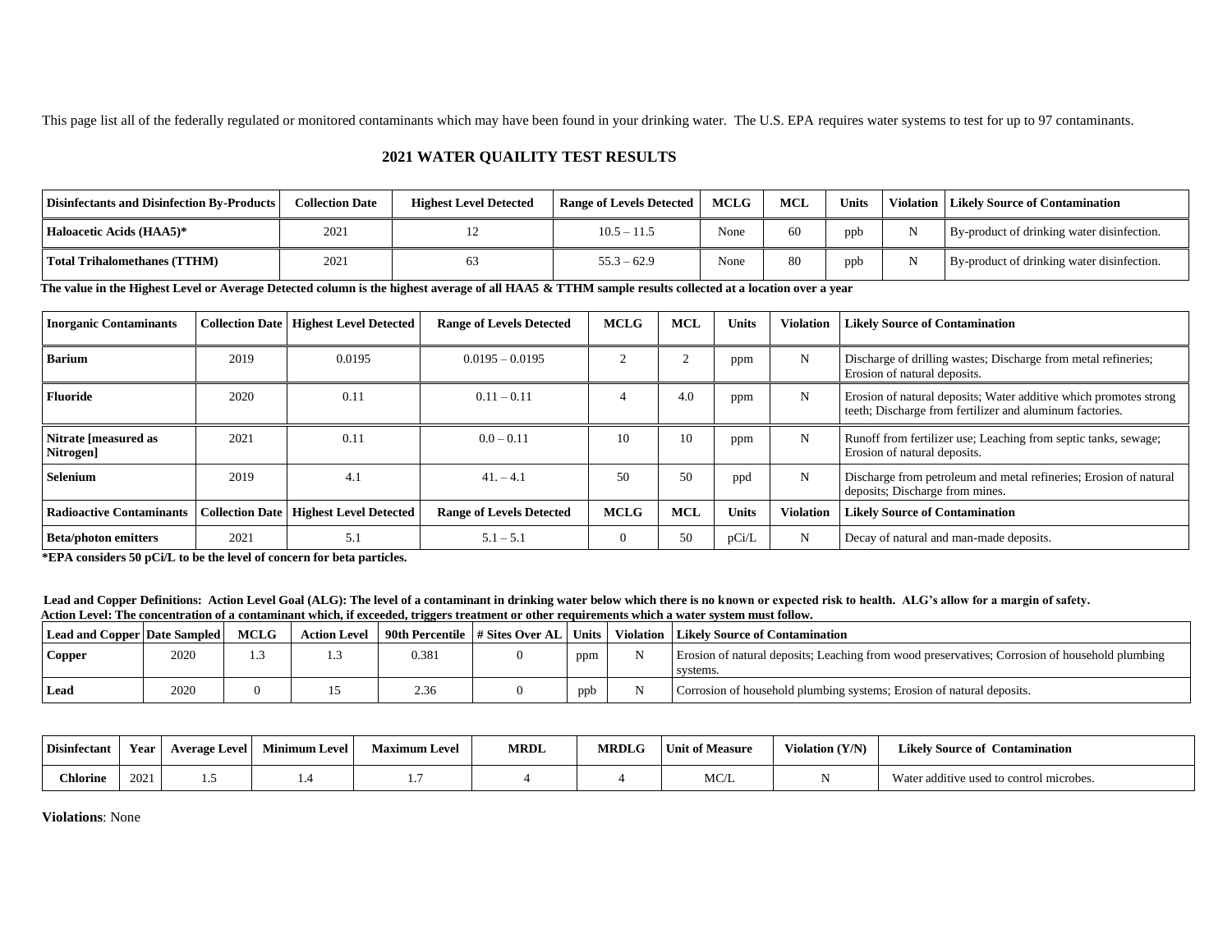This page list all of the federally regulated or monitored contaminants which may have been found in your drinking water. The U.S. EPA requires water systems to test for up to 97 contaminants.

## 2021 WATER QUAILITY TEST RESULTS

| Disinfectants and Disinfection By-Products | Collection Date | Highest Level Detected | Range of Levels Detected | MCLG | MCL | Units | Violation | Likely Source of Contamination |
|---|---|---|---|---|---|---|---|---|
| **Haloacetic Acids (HAA5)*** | 2021 | 12 | 10.5 – 11.5 | None | 60 | ppb | N | By-product of drinking water disinfection. |
| **Total Trihalomethanes (TTHM)** | 2021 | 63 | 55.3 – 62.9 | None | 80 | ppb | N | By-product of drinking water disinfection. |

**The value in the Highest Level or Average Detected column is the highest average of all HAA5 & TTHM sample results collected at a location over a year**

| Inorganic Contaminants | Collection Date | Highest Level Detected | Range of Levels Detected | MCLG | MCL | Units | Violation | Likely Source of Contamination |
|---|---|---|---|---|---|---|---|---|
| **Barium** | 2019 | 0.0195 | 0.0195 – 0.0195 | 2 | 2 | ppm | N | Discharge of drilling wastes; Discharge from metal refineries; Erosion of natural deposits. |
| **Fluoride** | 2020 | 0.11 | 0.11 – 0.11 | 4 | 4.0 | ppm | N | Erosion of natural deposits; Water additive which promotes strong teeth; Discharge from fertilizer and aluminum factories. |
| **Nitrate [measured as Nitrogen]** | 2021 | 0.11 | 0.0 – 0.11 | 10 | 10 | ppm | N | Runoff from fertilizer use; Leaching from septic tanks, sewage; Erosion of natural deposits. |
| **Selenium** | 2019 | 4.1 | 41. – 4.1 | 50 | 50 | ppd | N | Discharge from petroleum and metal refineries; Erosion of natural deposits; Discharge from mines. |
| **Radioactive Contaminants** | **Collection Date** | **Highest Level Detected** | **Range of Levels Detected** | **MCLG** | **MCL** | **Units** | **Violation** | **Likely Source of Contamination** |
| **Beta/photon emitters** | 2021 | 5.1 | 5.1 – 5.1 | 0 | 50 | pCi/L | N | Decay of natural and man-made deposits. |

***EPA considers 50 pCi/L to be the level of concern for beta particles.**

**Lead and Copper Definitions: Action Level Goal (ALG): The level of a contaminant in drinking water below which there is no known or expected risk to health. ALG's allow for a margin of safety.**
**Action Level: The concentration of a contaminant which, if exceeded, triggers treatment or other requirements which a water system must follow.**

| Lead and Copper | Date Sampled | MCLG | Action Level | 90th Percentile | # Sites Over AL | Units | Violation | Likely Source of Contamination |
|---|---|---|---|---|---|---|---|---|
| **Copper** | 2020 | 1.3 | 1.3 | 0.381 | 0 | ppm | N | Erosion of natural deposits; Leaching from wood preservatives; Corrosion of household plumbing systems. |
| **Lead** | 2020 | 0 | 15 | 2.36 | 0 | ppb | N | Corrosion of household plumbing systems; Erosion of natural deposits. |

| Disinfectant | Year | Average Level | Minimum Level | Maximum Level | MRDL | MRDLG | Unit of Measure | Violation (Y/N) | Likely Source of Contamination |
|---|---|---|---|---|---|---|---|---|---|
| **Chlorine** | 2021 | 1.5 | 1.4 | 1.7 | 4 | 4 | MC/L | N | Water additive used to control microbes. |

**Violations**: None